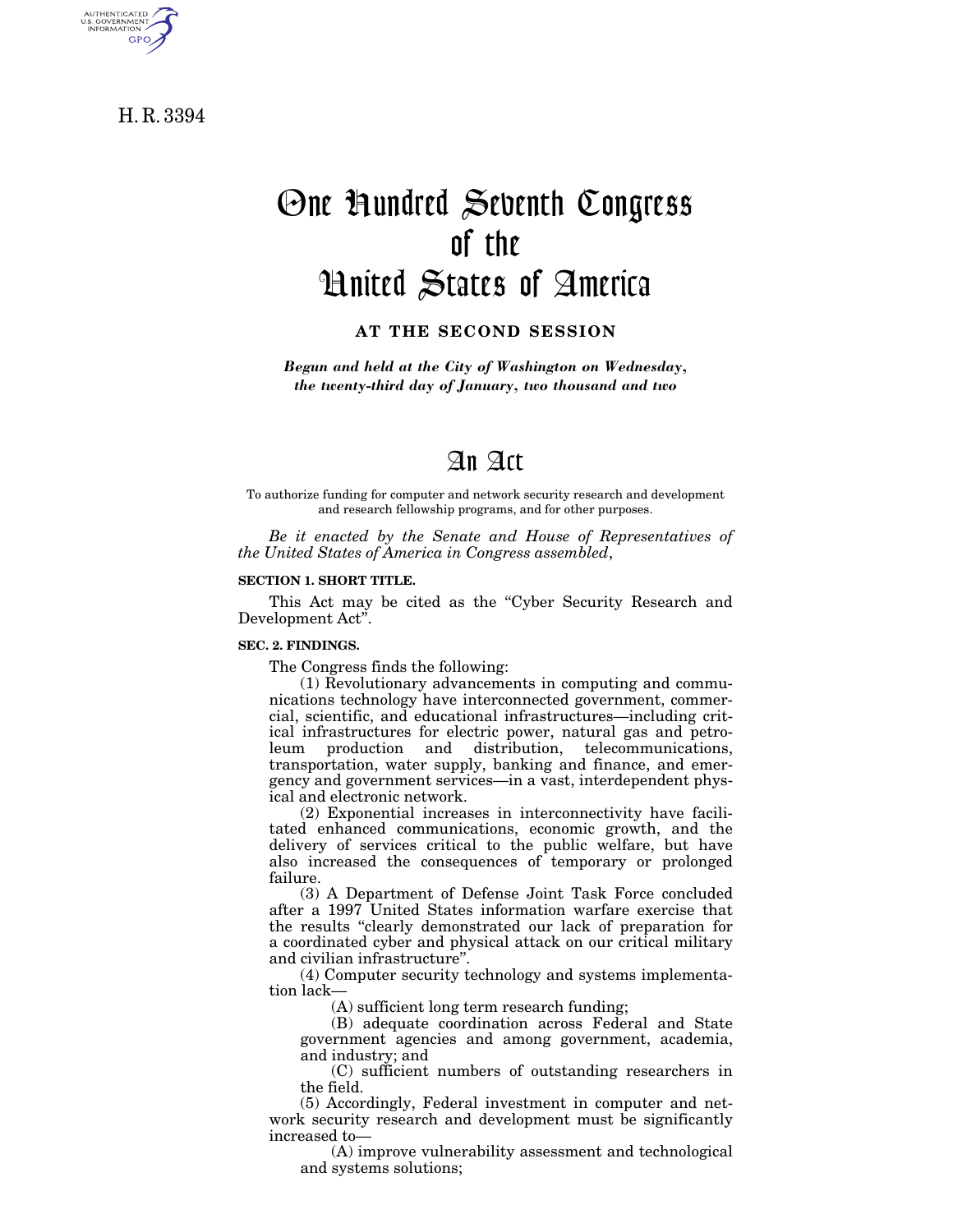H. R. 3394

# One Hundred Seventh Congress of the United States of America

**AT THE SECOND SESSION**

***Begun and held at the City of Washington on Wednesday, the twenty-third day of January, two thousand and two***

# An Act

To authorize funding for computer and network security research and development and research fellowship programs, and for other purposes.

*Be it enacted by the Senate and House of Representatives of the United States of America in Congress assembled,*

**SECTION 1. SHORT TITLE.**

This Act may be cited as the "Cyber Security Research and Development Act".

**SEC. 2. FINDINGS.**

The Congress finds the following:

(1) Revolutionary advancements in computing and communications technology have interconnected government, commercial, scientific, and educational infrastructures—including critical infrastructures for electric power, natural gas and petroleum production and distribution, telecommunications, transportation, water supply, banking and finance, and emergency and government services—in a vast, interdependent physical and electronic network.

(2) Exponential increases in interconnectivity have facilitated enhanced communications, economic growth, and the delivery of services critical to the public welfare, but have also increased the consequences of temporary or prolonged failure.

(3) A Department of Defense Joint Task Force concluded after a 1997 United States information warfare exercise that the results "clearly demonstrated our lack of preparation for a coordinated cyber and physical attack on our critical military and civilian infrastructure".

(4) Computer security technology and systems implementation lack—

(A) sufficient long term research funding;

(B) adequate coordination across Federal and State government agencies and among government, academia, and industry; and

(C) sufficient numbers of outstanding researchers in the field.

(5) Accordingly, Federal investment in computer and network security research and development must be significantly increased to—

(A) improve vulnerability assessment and technological and systems solutions;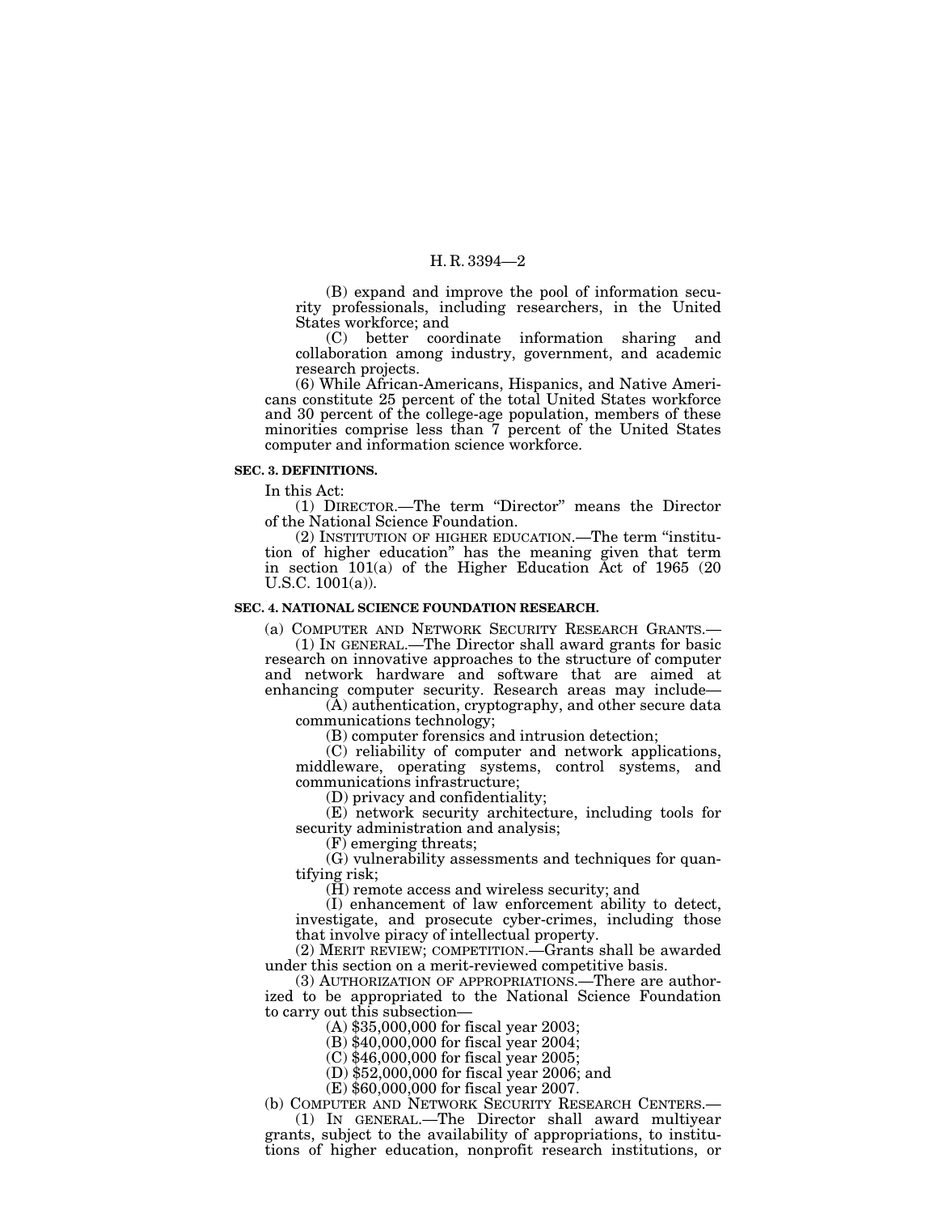(B) expand and improve the pool of information security professionals, including researchers, in the United States workforce; and

(C) better coordinate information sharing and collaboration among industry, government, and academic research projects.

(6) While African-Americans, Hispanics, and Native Americans constitute 25 percent of the total United States workforce and 30 percent of the college-age population, members of these minorities comprise less than 7 percent of the United States computer and information science workforce.

**SEC. 3. DEFINITIONS.**

In this Act:

(1) DIRECTOR.—The term "Director" means the Director of the National Science Foundation.

(2) INSTITUTION OF HIGHER EDUCATION.—The term "institution of higher education" has the meaning given that term in section 101(a) of the Higher Education Act of 1965 (20 U.S.C. 1001(a)).

**SEC. 4. NATIONAL SCIENCE FOUNDATION RESEARCH.**

(a) COMPUTER AND NETWORK SECURITY RESEARCH GRANTS.—

(1) IN GENERAL.—The Director shall award grants for basic research on innovative approaches to the structure of computer and network hardware and software that are aimed at enhancing computer security. Research areas may include—

(A) authentication, cryptography, and other secure data communications technology;

(B) computer forensics and intrusion detection;

(C) reliability of computer and network applications, middleware, operating systems, control systems, and communications infrastructure;

(D) privacy and confidentiality;

(E) network security architecture, including tools for security administration and analysis;

(F) emerging threats;

(G) vulnerability assessments and techniques for quantifying risk;

(H) remote access and wireless security; and

(I) enhancement of law enforcement ability to detect, investigate, and prosecute cyber-crimes, including those that involve piracy of intellectual property.

(2) MERIT REVIEW; COMPETITION.—Grants shall be awarded under this section on a merit-reviewed competitive basis.

(3) AUTHORIZATION OF APPROPRIATIONS.—There are authorized to be appropriated to the National Science Foundation to carry out this subsection—

(A) $35,000,000 for fiscal year 2003;

(B) $40,000,000 for fiscal year 2004;

(C) $46,000,000 for fiscal year 2005;

(D) $52,000,000 for fiscal year 2006; and

(E) $60,000,000 for fiscal year 2007.

(b) COMPUTER AND NETWORK SECURITY RESEARCH CENTERS.—

(1) IN GENERAL.—The Director shall award multiyear grants, subject to the availability of appropriations, to institutions of higher education, nonprofit research institutions, or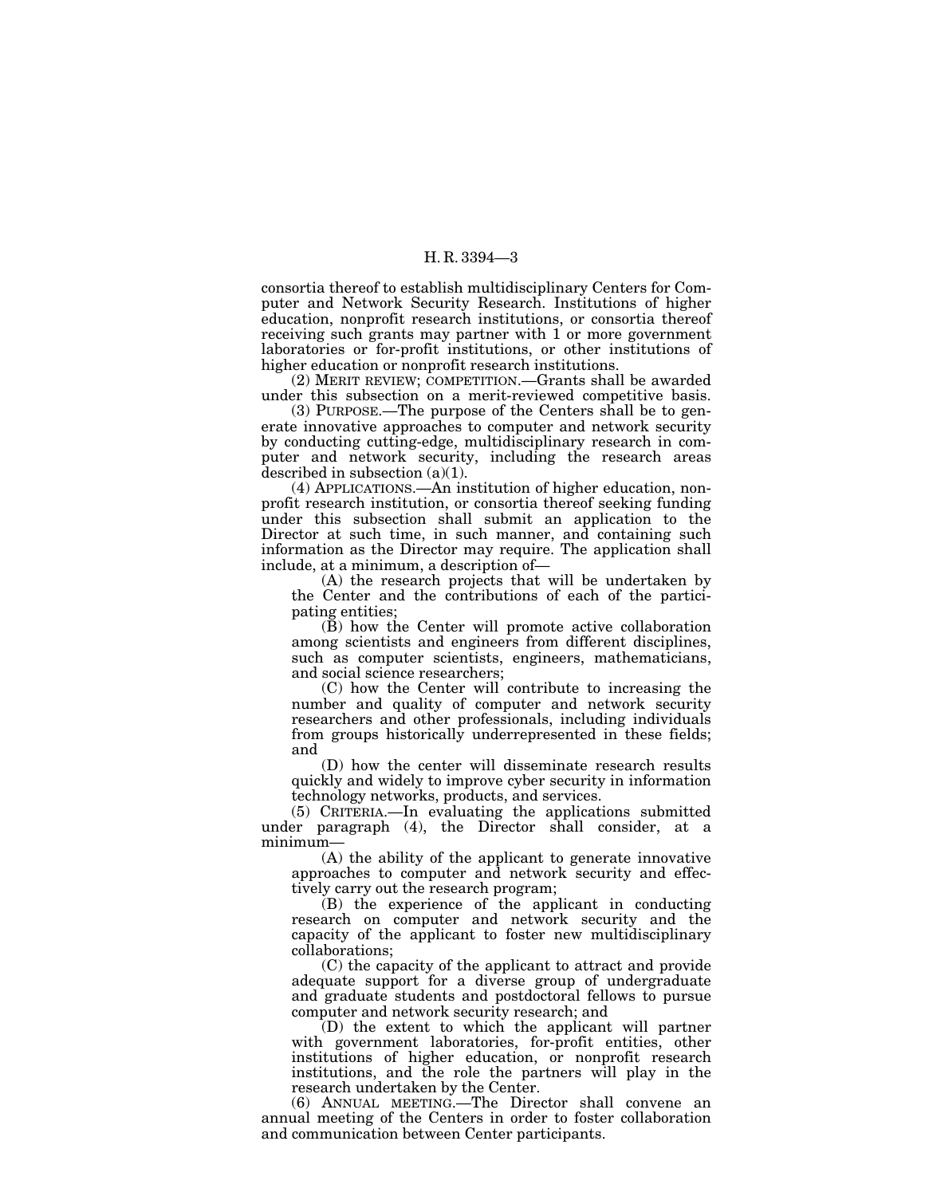consortia thereof to establish multidisciplinary Centers for Computer and Network Security Research. Institutions of higher education, nonprofit research institutions, or consortia thereof receiving such grants may partner with 1 or more government laboratories or for-profit institutions, or other institutions of higher education or nonprofit research institutions.

(2) MERIT REVIEW; COMPETITION.—Grants shall be awarded under this subsection on a merit-reviewed competitive basis.

(3) PURPOSE.—The purpose of the Centers shall be to generate innovative approaches to computer and network security by conducting cutting-edge, multidisciplinary research in computer and network security, including the research areas described in subsection (a)(1).

(4) APPLICATIONS.—An institution of higher education, nonprofit research institution, or consortia thereof seeking funding under this subsection shall submit an application to the Director at such time, in such manner, and containing such information as the Director may require. The application shall include, at a minimum, a description of—

(A) the research projects that will be undertaken by the Center and the contributions of each of the participating entities;

(B) how the Center will promote active collaboration among scientists and engineers from different disciplines, such as computer scientists, engineers, mathematicians, and social science researchers;

(C) how the Center will contribute to increasing the number and quality of computer and network security researchers and other professionals, including individuals from groups historically underrepresented in these fields; and

(D) how the center will disseminate research results quickly and widely to improve cyber security in information technology networks, products, and services.

(5) CRITERIA.—In evaluating the applications submitted under paragraph (4), the Director shall consider, at a minimum—

(A) the ability of the applicant to generate innovative approaches to computer and network security and effectively carry out the research program;

(B) the experience of the applicant in conducting research on computer and network security and the capacity of the applicant to foster new multidisciplinary collaborations;

(C) the capacity of the applicant to attract and provide adequate support for a diverse group of undergraduate and graduate students and postdoctoral fellows to pursue computer and network security research; and

(D) the extent to which the applicant will partner with government laboratories, for-profit entities, other institutions of higher education, or nonprofit research institutions, and the role the partners will play in the research undertaken by the Center.

(6) ANNUAL MEETING.—The Director shall convene an annual meeting of the Centers in order to foster collaboration and communication between Center participants.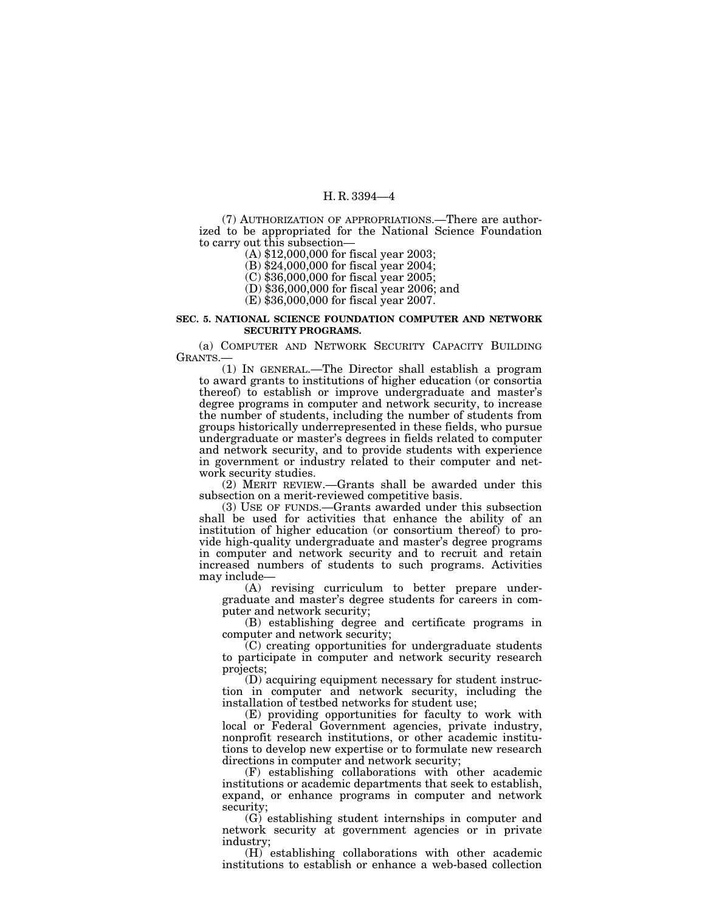(7) AUTHORIZATION OF APPROPRIATIONS.—There are authorized to be appropriated for the National Science Foundation to carry out this subsection—

(A) $12,000,000 for fiscal year 2003;

(B) $24,000,000 for fiscal year 2004;

(C) $36,000,000 for fiscal year 2005;

(D) $36,000,000 for fiscal year 2006; and

(E) $36,000,000 for fiscal year 2007.

**SEC. 5. NATIONAL SCIENCE FOUNDATION COMPUTER AND NETWORK SECURITY PROGRAMS.**

(a) COMPUTER AND NETWORK SECURITY CAPACITY BUILDING GRANTS.—

(1) IN GENERAL.—The Director shall establish a program to award grants to institutions of higher education (or consortia thereof) to establish or improve undergraduate and master's degree programs in computer and network security, to increase the number of students, including the number of students from groups historically underrepresented in these fields, who pursue undergraduate or master's degrees in fields related to computer and network security, and to provide students with experience in government or industry related to their computer and network security studies.

(2) MERIT REVIEW.—Grants shall be awarded under this subsection on a merit-reviewed competitive basis.

(3) USE OF FUNDS.—Grants awarded under this subsection shall be used for activities that enhance the ability of an institution of higher education (or consortium thereof) to provide high-quality undergraduate and master's degree programs in computer and network security and to recruit and retain increased numbers of students to such programs. Activities may include—

(A) revising curriculum to better prepare undergraduate and master's degree students for careers in computer and network security;

(B) establishing degree and certificate programs in computer and network security;

(C) creating opportunities for undergraduate students to participate in computer and network security research projects;

(D) acquiring equipment necessary for student instruction in computer and network security, including the installation of testbed networks for student use;

(E) providing opportunities for faculty to work with local or Federal Government agencies, private industry, nonprofit research institutions, or other academic institutions to develop new expertise or to formulate new research directions in computer and network security;

(F) establishing collaborations with other academic institutions or academic departments that seek to establish, expand, or enhance programs in computer and network security;

(G) establishing student internships in computer and network security at government agencies or in private industry;

(H) establishing collaborations with other academic institutions to establish or enhance a web-based collection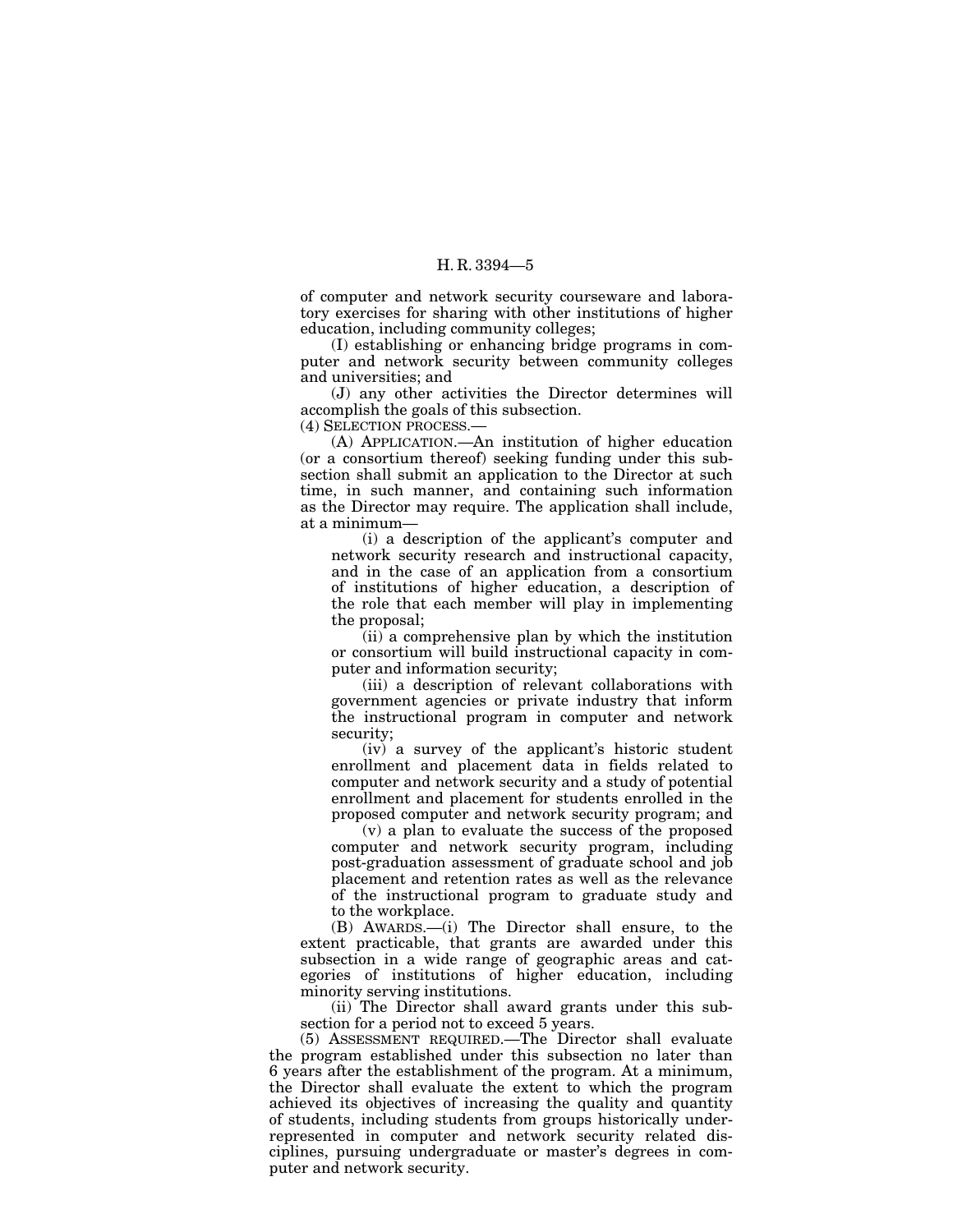of computer and network security courseware and laboratory exercises for sharing with other institutions of higher education, including community colleges;

(I) establishing or enhancing bridge programs in computer and network security between community colleges and universities; and

(J) any other activities the Director determines will accomplish the goals of this subsection.

(4) SELECTION PROCESS.—

(A) APPLICATION.—An institution of higher education (or a consortium thereof) seeking funding under this subsection shall submit an application to the Director at such time, in such manner, and containing such information as the Director may require. The application shall include, at a minimum—

(i) a description of the applicant's computer and network security research and instructional capacity, and in the case of an application from a consortium of institutions of higher education, a description of the role that each member will play in implementing the proposal;

(ii) a comprehensive plan by which the institution or consortium will build instructional capacity in computer and information security;

(iii) a description of relevant collaborations with government agencies or private industry that inform the instructional program in computer and network security;

(iv) a survey of the applicant's historic student enrollment and placement data in fields related to computer and network security and a study of potential enrollment and placement for students enrolled in the proposed computer and network security program; and

(v) a plan to evaluate the success of the proposed computer and network security program, including post-graduation assessment of graduate school and job placement and retention rates as well as the relevance of the instructional program to graduate study and to the workplace.

(B) AWARDS.—(i) The Director shall ensure, to the extent practicable, that grants are awarded under this subsection in a wide range of geographic areas and categories of institutions of higher education, including minority serving institutions.

(ii) The Director shall award grants under this subsection for a period not to exceed 5 years.

(5) ASSESSMENT REQUIRED.—The Director shall evaluate the program established under this subsection no later than 6 years after the establishment of the program. At a minimum, the Director shall evaluate the extent to which the program achieved its objectives of increasing the quality and quantity of students, including students from groups historically underrepresented in computer and network security related disciplines, pursuing undergraduate or master's degrees in computer and network security.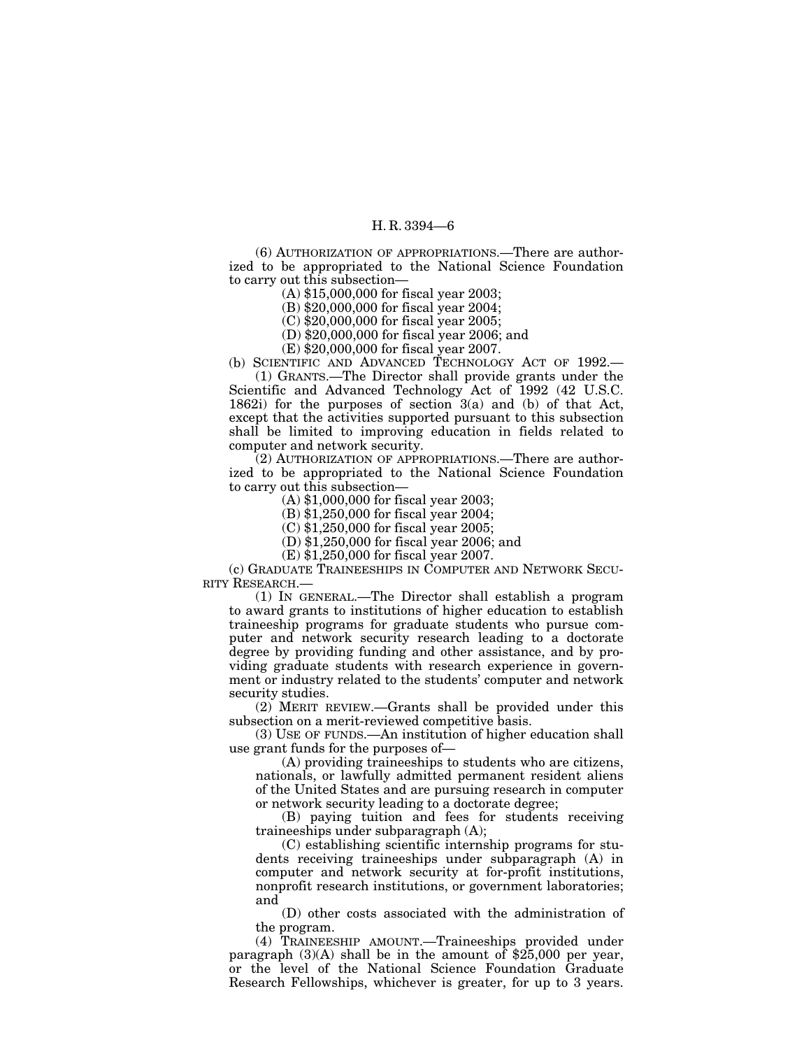(6) AUTHORIZATION OF APPROPRIATIONS.—There are authorized to be appropriated to the National Science Foundation to carry out this subsection—

(A) $15,000,000 for fiscal year 2003;

(B) $20,000,000 for fiscal year 2004;

(C) $20,000,000 for fiscal year 2005;

(D) $20,000,000 for fiscal year 2006; and

(E) $20,000,000 for fiscal year 2007.

(b) SCIENTIFIC AND ADVANCED TECHNOLOGY ACT OF 1992.—

(1) GRANTS.—The Director shall provide grants under the Scientific and Advanced Technology Act of 1992 (42 U.S.C. 1862i) for the purposes of section 3(a) and (b) of that Act, except that the activities supported pursuant to this subsection shall be limited to improving education in fields related to computer and network security.

(2) AUTHORIZATION OF APPROPRIATIONS.—There are authorized to be appropriated to the National Science Foundation to carry out this subsection—

(A) $1,000,000 for fiscal year 2003;

(B) $1,250,000 for fiscal year 2004;

(C) $1,250,000 for fiscal year 2005;

(D) $1,250,000 for fiscal year 2006; and

(E) $1,250,000 for fiscal year 2007.

(c) GRADUATE TRAINEESHIPS IN COMPUTER AND NETWORK SECURITY RESEARCH.—

(1) IN GENERAL.—The Director shall establish a program to award grants to institutions of higher education to establish traineeship programs for graduate students who pursue computer and network security research leading to a doctorate degree by providing funding and other assistance, and by providing graduate students with research experience in government or industry related to the students' computer and network security studies.

(2) MERIT REVIEW.—Grants shall be provided under this subsection on a merit-reviewed competitive basis.

(3) USE OF FUNDS.—An institution of higher education shall use grant funds for the purposes of—

(A) providing traineeships to students who are citizens, nationals, or lawfully admitted permanent resident aliens of the United States and are pursuing research in computer or network security leading to a doctorate degree;

(B) paying tuition and fees for students receiving traineeships under subparagraph (A);

(C) establishing scientific internship programs for students receiving traineeships under subparagraph (A) in computer and network security at for-profit institutions, nonprofit research institutions, or government laboratories; and

(D) other costs associated with the administration of the program.

(4) TRAINEESHIP AMOUNT.—Traineeships provided under paragraph (3)(A) shall be in the amount of $25,000 per year, or the level of the National Science Foundation Graduate Research Fellowships, whichever is greater, for up to 3 years.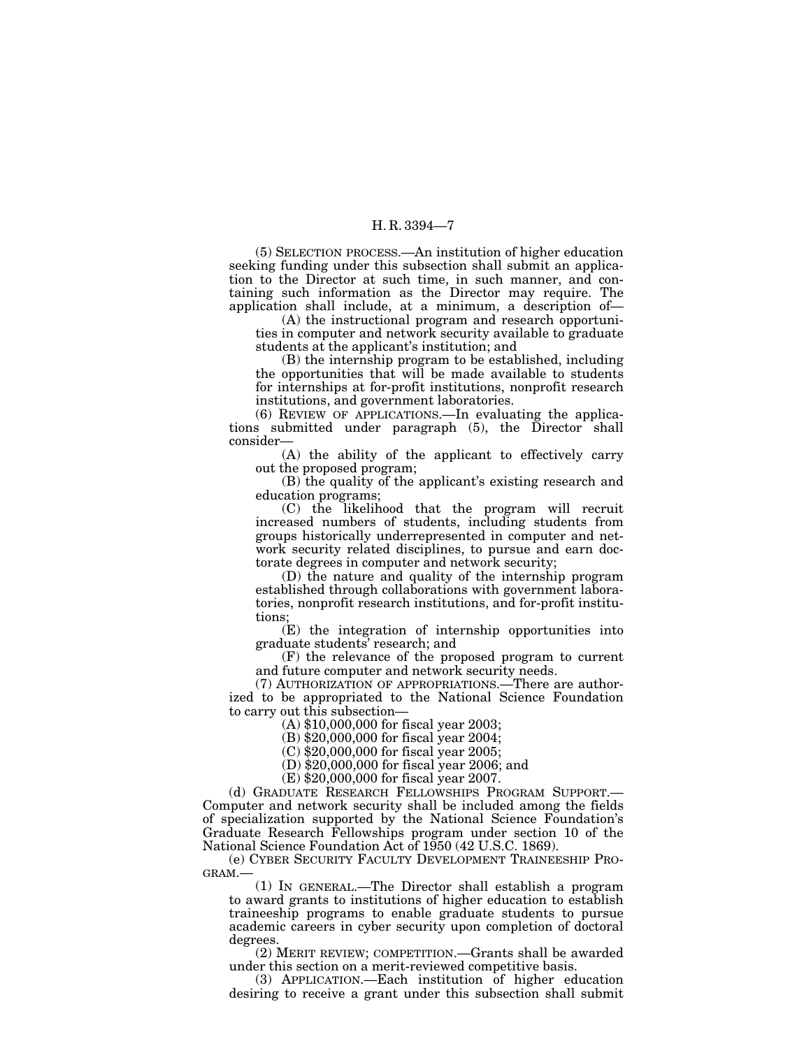(5) SELECTION PROCESS.—An institution of higher education seeking funding under this subsection shall submit an application to the Director at such time, in such manner, and containing such information as the Director may require. The application shall include, at a minimum, a description of—

(A) the instructional program and research opportunities in computer and network security available to graduate students at the applicant's institution; and

(B) the internship program to be established, including the opportunities that will be made available to students for internships at for-profit institutions, nonprofit research institutions, and government laboratories.

(6) REVIEW OF APPLICATIONS.—In evaluating the applications submitted under paragraph (5), the Director shall consider—

(A) the ability of the applicant to effectively carry out the proposed program;

(B) the quality of the applicant's existing research and education programs;

(C) the likelihood that the program will recruit increased numbers of students, including students from groups historically underrepresented in computer and network security related disciplines, to pursue and earn doctorate degrees in computer and network security;

(D) the nature and quality of the internship program established through collaborations with government laboratories, nonprofit research institutions, and for-profit institutions;

(E) the integration of internship opportunities into graduate students' research; and

(F) the relevance of the proposed program to current and future computer and network security needs.

(7) AUTHORIZATION OF APPROPRIATIONS.—There are authorized to be appropriated to the National Science Foundation to carry out this subsection—

(A) $10,000,000 for fiscal year 2003;

(B) $20,000,000 for fiscal year 2004;

(C) $20,000,000 for fiscal year 2005;

(D) $20,000,000 for fiscal year 2006; and

(E) $20,000,000 for fiscal year 2007.

(d) GRADUATE RESEARCH FELLOWSHIPS PROGRAM SUPPORT.—Computer and network security shall be included among the fields of specialization supported by the National Science Foundation's Graduate Research Fellowships program under section 10 of the National Science Foundation Act of 1950 (42 U.S.C. 1869).

(e) CYBER SECURITY FACULTY DEVELOPMENT TRAINEESHIP PROGRAM.—

(1) IN GENERAL.—The Director shall establish a program to award grants to institutions of higher education to establish traineeship programs to enable graduate students to pursue academic careers in cyber security upon completion of doctoral degrees.

(2) MERIT REVIEW; COMPETITION.—Grants shall be awarded under this section on a merit-reviewed competitive basis.

(3) APPLICATION.—Each institution of higher education desiring to receive a grant under this subsection shall submit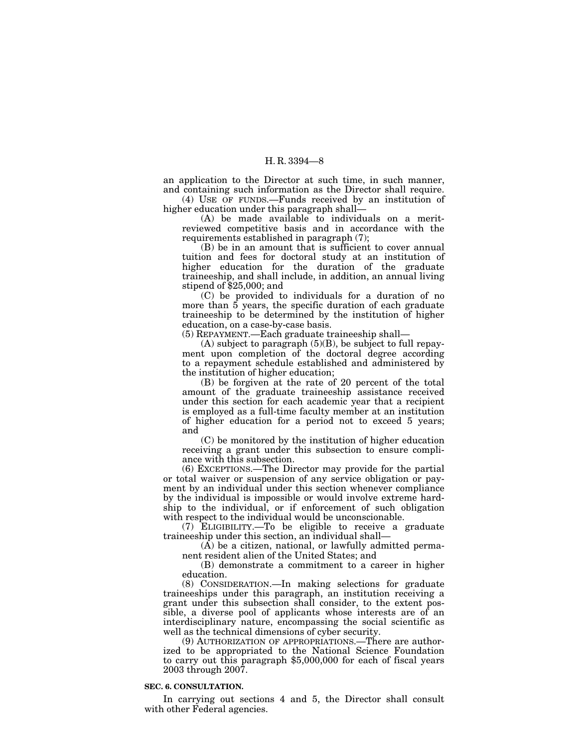an application to the Director at such time, in such manner, and containing such information as the Director shall require.

(4) USE OF FUNDS.—Funds received by an institution of higher education under this paragraph shall—

(A) be made available to individuals on a merit-reviewed competitive basis and in accordance with the requirements established in paragraph (7);

(B) be in an amount that is sufficient to cover annual tuition and fees for doctoral study at an institution of higher education for the duration of the graduate traineeship, and shall include, in addition, an annual living stipend of $25,000; and

(C) be provided to individuals for a duration of no more than 5 years, the specific duration of each graduate traineeship to be determined by the institution of higher education, on a case-by-case basis.

(5) REPAYMENT.—Each graduate traineeship shall—

(A) subject to paragraph (5)(B), be subject to full repayment upon completion of the doctoral degree according to a repayment schedule established and administered by the institution of higher education;

(B) be forgiven at the rate of 20 percent of the total amount of the graduate traineeship assistance received under this section for each academic year that a recipient is employed as a full-time faculty member at an institution of higher education for a period not to exceed 5 years; and

(C) be monitored by the institution of higher education receiving a grant under this subsection to ensure compliance with this subsection.

(6) EXCEPTIONS.—The Director may provide for the partial or total waiver or suspension of any service obligation or payment by an individual under this section whenever compliance by the individual is impossible or would involve extreme hardship to the individual, or if enforcement of such obligation with respect to the individual would be unconscionable.

(7) ELIGIBILITY.—To be eligible to receive a graduate traineeship under this section, an individual shall—

(A) be a citizen, national, or lawfully admitted permanent resident alien of the United States; and

(B) demonstrate a commitment to a career in higher education.

(8) CONSIDERATION.—In making selections for graduate traineeships under this paragraph, an institution receiving a grant under this subsection shall consider, to the extent possible, a diverse pool of applicants whose interests are of an interdisciplinary nature, encompassing the social scientific as well as the technical dimensions of cyber security.

(9) AUTHORIZATION OF APPROPRIATIONS.—There are authorized to be appropriated to the National Science Foundation to carry out this paragraph $5,000,000 for each of fiscal years 2003 through 2007.

**SEC. 6. CONSULTATION.**

In carrying out sections 4 and 5, the Director shall consult with other Federal agencies.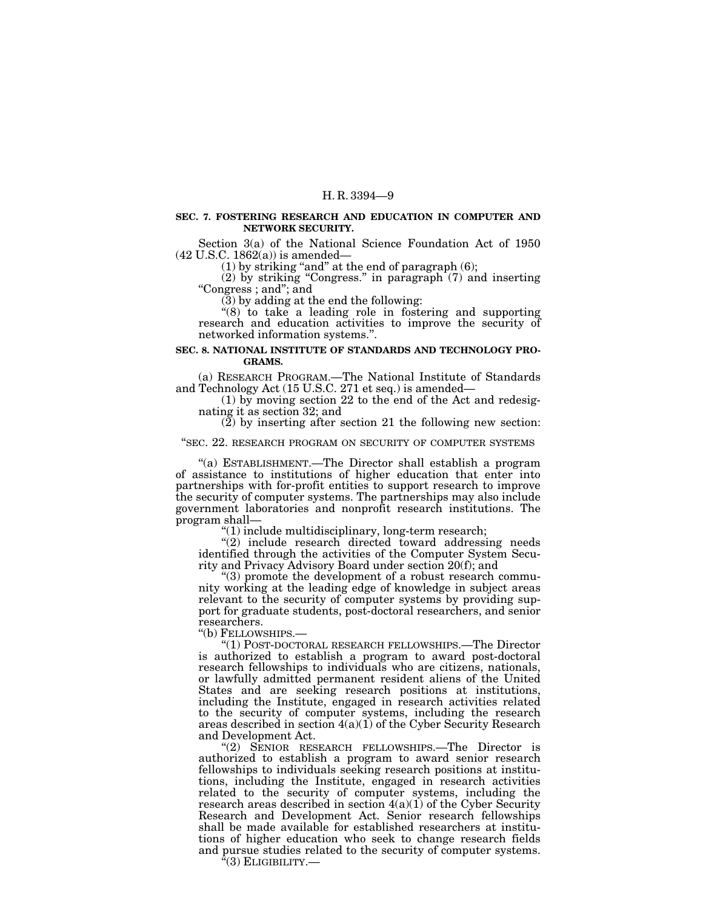**SEC. 7. FOSTERING RESEARCH AND EDUCATION IN COMPUTER AND NETWORK SECURITY.**

Section 3(a) of the National Science Foundation Act of 1950 (42 U.S.C. 1862(a)) is amended—

(1) by striking "and" at the end of paragraph (6);

(2) by striking "Congress." in paragraph (7) and inserting "Congress ; and"; and

(3) by adding at the end the following:

"(8) to take a leading role in fostering and supporting research and education activities to improve the security of networked information systems.".

**SEC. 8. NATIONAL INSTITUTE OF STANDARDS AND TECHNOLOGY PROGRAMS.**

(a) RESEARCH PROGRAM.—The National Institute of Standards and Technology Act (15 U.S.C. 271 et seq.) is amended—

(1) by moving section 22 to the end of the Act and redesignating it as section 32; and

(2) by inserting after section 21 the following new section:

"SEC. 22. RESEARCH PROGRAM ON SECURITY OF COMPUTER SYSTEMS

"(a) ESTABLISHMENT.—The Director shall establish a program of assistance to institutions of higher education that enter into partnerships with for-profit entities to support research to improve the security of computer systems. The partnerships may also include government laboratories and nonprofit research institutions. The program shall—

"(1) include multidisciplinary, long-term research;

"(2) include research directed toward addressing needs identified through the activities of the Computer System Security and Privacy Advisory Board under section 20(f); and

"(3) promote the development of a robust research community working at the leading edge of knowledge in subject areas relevant to the security of computer systems by providing support for graduate students, post-doctoral researchers, and senior researchers.

"(b) FELLOWSHIPS.—

"(1) POST-DOCTORAL RESEARCH FELLOWSHIPS.—The Director is authorized to establish a program to award post-doctoral research fellowships to individuals who are citizens, nationals, or lawfully admitted permanent resident aliens of the United States and are seeking research positions at institutions, including the Institute, engaged in research activities related to the security of computer systems, including the research areas described in section 4(a)(1) of the Cyber Security Research and Development Act.

"(2) SENIOR RESEARCH FELLOWSHIPS.—The Director is authorized to establish a program to award senior research fellowships to individuals seeking research positions at institutions, including the Institute, engaged in research activities related to the security of computer systems, including the research areas described in section 4(a)(1) of the Cyber Security Research and Development Act. Senior research fellowships shall be made available for established researchers at institutions of higher education who seek to change research fields and pursue studies related to the security of computer systems.

"(3) ELIGIBILITY.—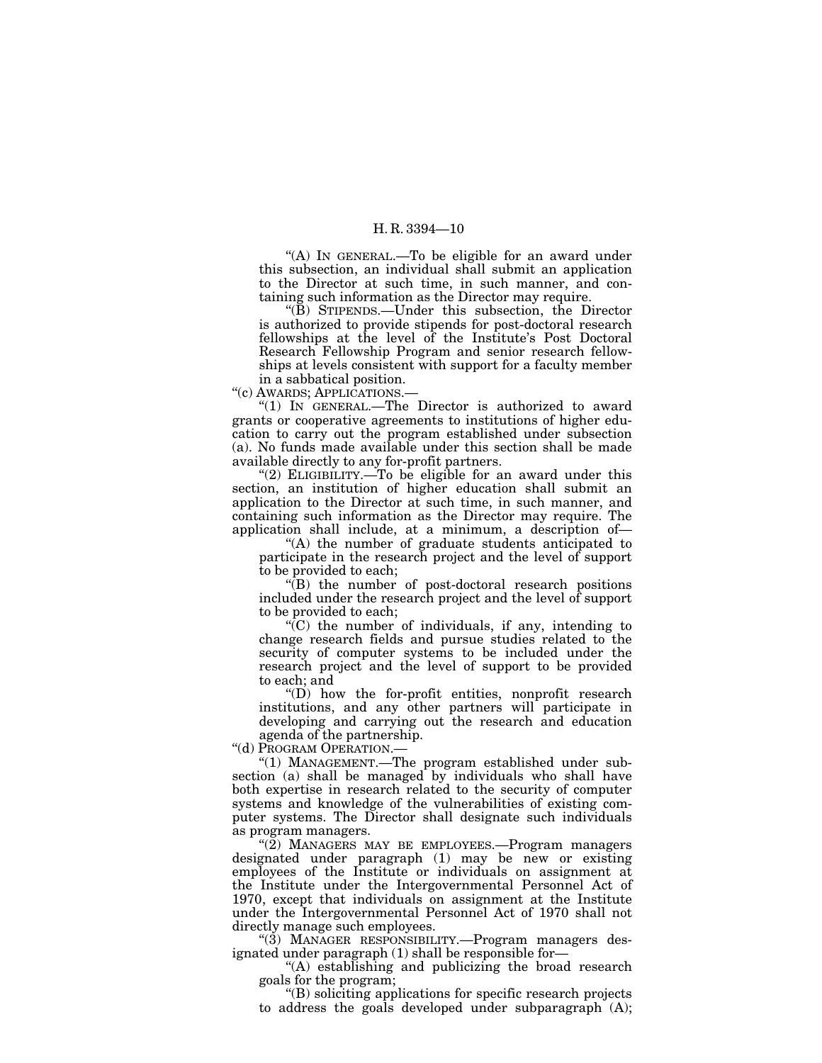"(A) IN GENERAL.—To be eligible for an award under this subsection, an individual shall submit an application to the Director at such time, in such manner, and containing such information as the Director may require.

"(B) STIPENDS.—Under this subsection, the Director is authorized to provide stipends for post-doctoral research fellowships at the level of the Institute's Post Doctoral Research Fellowship Program and senior research fellowships at levels consistent with support for a faculty member in a sabbatical position.

"(c) AWARDS; APPLICATIONS.—

"(1) IN GENERAL.—The Director is authorized to award grants or cooperative agreements to institutions of higher education to carry out the program established under subsection (a). No funds made available under this section shall be made available directly to any for-profit partners.

"(2) ELIGIBILITY.—To be eligible for an award under this section, an institution of higher education shall submit an application to the Director at such time, in such manner, and containing such information as the Director may require. The application shall include, at a minimum, a description of—

"(A) the number of graduate students anticipated to participate in the research project and the level of support to be provided to each;

"(B) the number of post-doctoral research positions included under the research project and the level of support to be provided to each;

"(C) the number of individuals, if any, intending to change research fields and pursue studies related to the security of computer systems to be included under the research project and the level of support to be provided to each; and

"(D) how the for-profit entities, nonprofit research institutions, and any other partners will participate in developing and carrying out the research and education agenda of the partnership.

"(d) PROGRAM OPERATION.—

"(1) MANAGEMENT.—The program established under subsection (a) shall be managed by individuals who shall have both expertise in research related to the security of computer systems and knowledge of the vulnerabilities of existing computer systems. The Director shall designate such individuals as program managers.

"(2) MANAGERS MAY BE EMPLOYEES.—Program managers designated under paragraph (1) may be new or existing employees of the Institute or individuals on assignment at the Institute under the Intergovernmental Personnel Act of 1970, except that individuals on assignment at the Institute under the Intergovernmental Personnel Act of 1970 shall not directly manage such employees.

"(3) MANAGER RESPONSIBILITY.—Program managers designated under paragraph (1) shall be responsible for—

"(A) establishing and publicizing the broad research goals for the program;

"(B) soliciting applications for specific research projects to address the goals developed under subparagraph (A);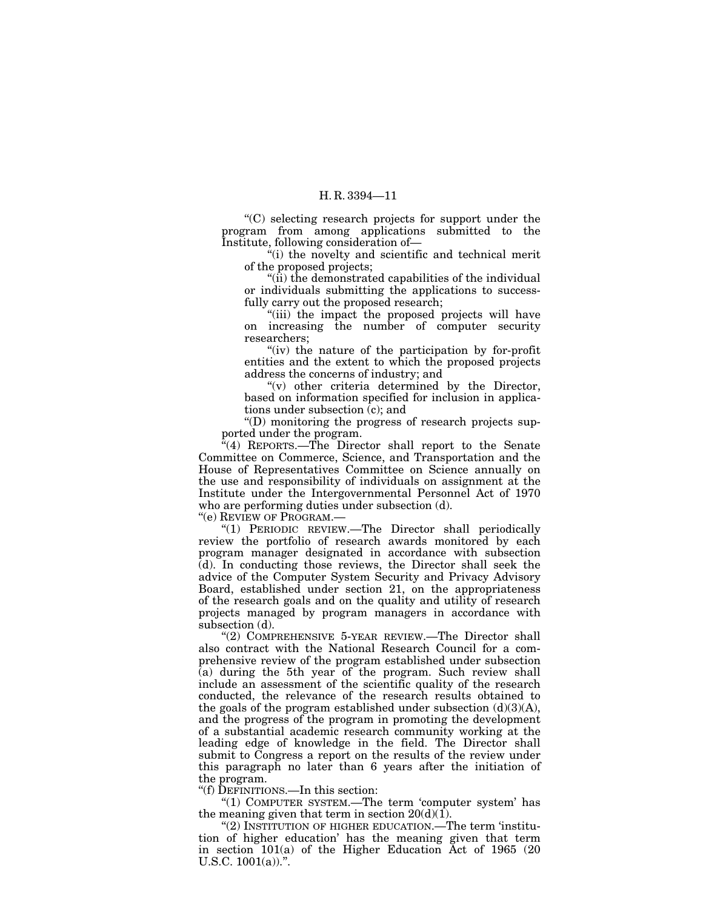"(C) selecting research projects for support under the program from among applications submitted to the Institute, following consideration of—

"(i) the novelty and scientific and technical merit of the proposed projects;

"(ii) the demonstrated capabilities of the individual or individuals submitting the applications to successfully carry out the proposed research;

"(iii) the impact the proposed projects will have on increasing the number of computer security researchers;

"(iv) the nature of the participation by for-profit entities and the extent to which the proposed projects address the concerns of industry; and

"(v) other criteria determined by the Director, based on information specified for inclusion in applications under subsection (c); and

"(D) monitoring the progress of research projects supported under the program.

"(4) REPORTS.—The Director shall report to the Senate Committee on Commerce, Science, and Transportation and the House of Representatives Committee on Science annually on the use and responsibility of individuals on assignment at the Institute under the Intergovernmental Personnel Act of 1970 who are performing duties under subsection (d).

"(e) REVIEW OF PROGRAM.—

"(1) PERIODIC REVIEW.—The Director shall periodically review the portfolio of research awards monitored by each program manager designated in accordance with subsection (d). In conducting those reviews, the Director shall seek the advice of the Computer System Security and Privacy Advisory Board, established under section 21, on the appropriateness of the research goals and on the quality and utility of research projects managed by program managers in accordance with subsection (d).

"(2) COMPREHENSIVE 5-YEAR REVIEW.—The Director shall also contract with the National Research Council for a comprehensive review of the program established under subsection (a) during the 5th year of the program. Such review shall include an assessment of the scientific quality of the research conducted, the relevance of the research results obtained to the goals of the program established under subsection (d)(3)(A), and the progress of the program in promoting the development of a substantial academic research community working at the leading edge of knowledge in the field. The Director shall submit to Congress a report on the results of the review under this paragraph no later than 6 years after the initiation of the program.

"(f) DEFINITIONS.—In this section:

"(1) COMPUTER SYSTEM.—The term 'computer system' has the meaning given that term in section 20(d)(1).

"(2) INSTITUTION OF HIGHER EDUCATION.—The term 'institution of higher education' has the meaning given that term in section 101(a) of the Higher Education Act of 1965 (20 U.S.C. 1001(a)).".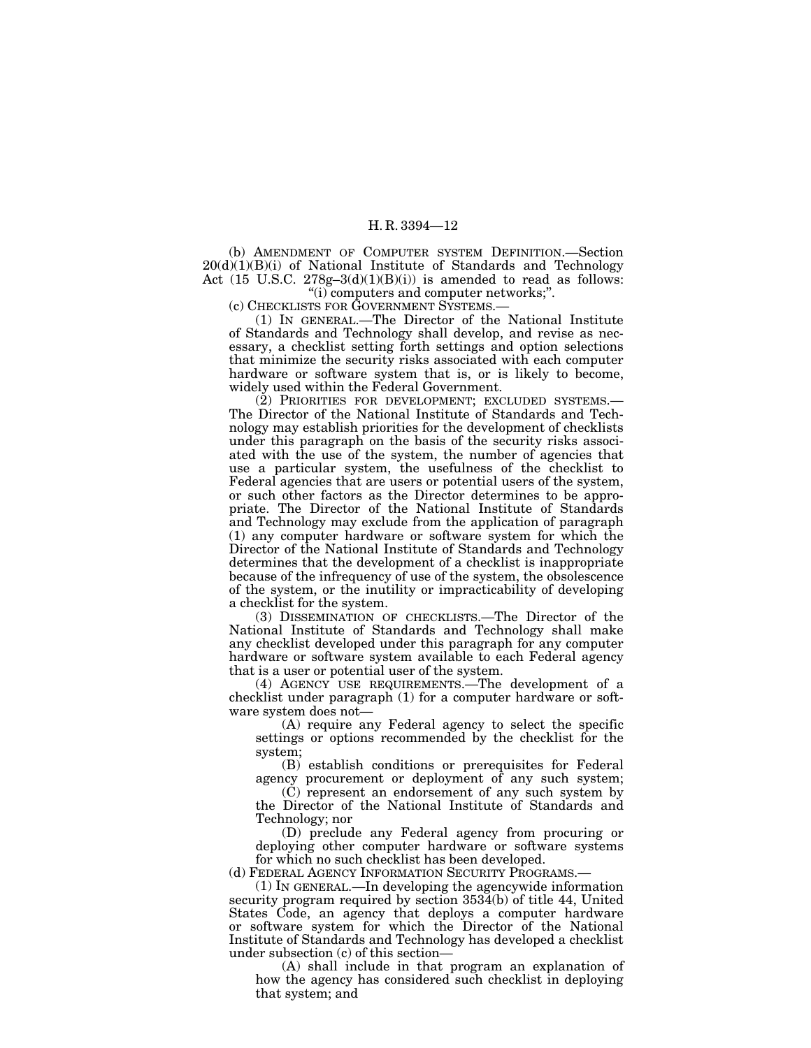(b) AMENDMENT OF COMPUTER SYSTEM DEFINITION.—Section 20(d)(1)(B)(i) of National Institute of Standards and Technology Act (15 U.S.C. 278g–3(d)(1)(B)(i)) is amended to read as follows:

"(i) computers and computer networks;".

(c) CHECKLISTS FOR GOVERNMENT SYSTEMS.—

(1) IN GENERAL.—The Director of the National Institute of Standards and Technology shall develop, and revise as necessary, a checklist setting forth settings and option selections that minimize the security risks associated with each computer hardware or software system that is, or is likely to become, widely used within the Federal Government.

(2) PRIORITIES FOR DEVELOPMENT; EXCLUDED SYSTEMS.—The Director of the National Institute of Standards and Technology may establish priorities for the development of checklists under this paragraph on the basis of the security risks associated with the use of the system, the number of agencies that use a particular system, the usefulness of the checklist to Federal agencies that are users or potential users of the system, or such other factors as the Director determines to be appropriate. The Director of the National Institute of Standards and Technology may exclude from the application of paragraph (1) any computer hardware or software system for which the Director of the National Institute of Standards and Technology determines that the development of a checklist is inappropriate because of the infrequency of use of the system, the obsolescence of the system, or the inutility or impracticability of developing a checklist for the system.

(3) DISSEMINATION OF CHECKLISTS.—The Director of the National Institute of Standards and Technology shall make any checklist developed under this paragraph for any computer hardware or software system available to each Federal agency that is a user or potential user of the system.

(4) AGENCY USE REQUIREMENTS.—The development of a checklist under paragraph (1) for a computer hardware or software system does not—

(A) require any Federal agency to select the specific settings or options recommended by the checklist for the system;

(B) establish conditions or prerequisites for Federal agency procurement or deployment of any such system;

(C) represent an endorsement of any such system by the Director of the National Institute of Standards and Technology; nor

(D) preclude any Federal agency from procuring or deploying other computer hardware or software systems for which no such checklist has been developed.

(d) FEDERAL AGENCY INFORMATION SECURITY PROGRAMS.—

(1) IN GENERAL.—In developing the agencywide information security program required by section 3534(b) of title 44, United States Code, an agency that deploys a computer hardware or software system for which the Director of the National Institute of Standards and Technology has developed a checklist under subsection (c) of this section—

(A) shall include in that program an explanation of how the agency has considered such checklist in deploying that system; and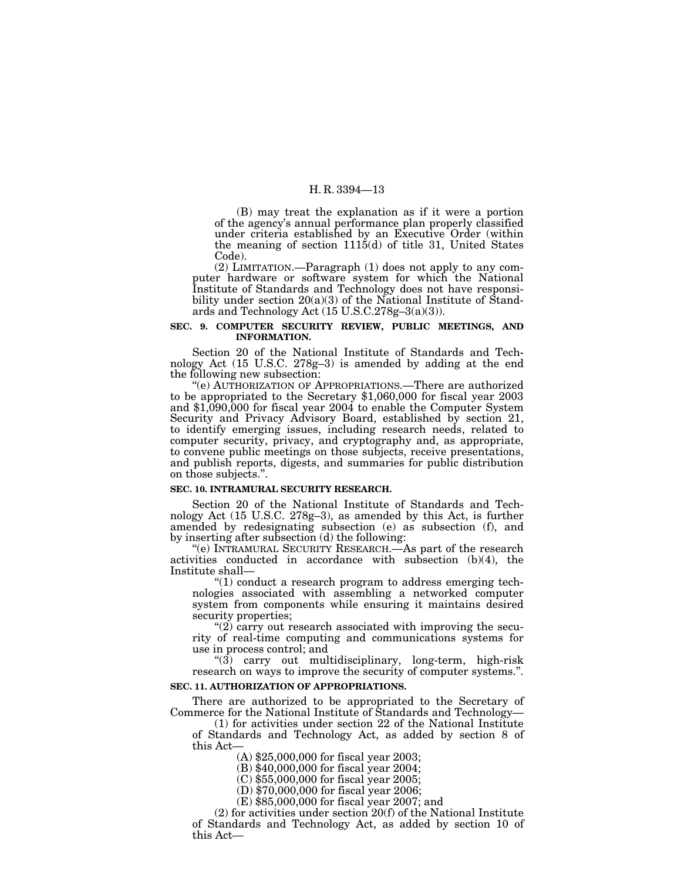(B) may treat the explanation as if it were a portion of the agency's annual performance plan properly classified under criteria established by an Executive Order (within the meaning of section 1115(d) of title 31, United States Code).

(2) LIMITATION.—Paragraph (1) does not apply to any computer hardware or software system for which the National Institute of Standards and Technology does not have responsibility under section 20(a)(3) of the National Institute of Standards and Technology Act (15 U.S.C.278g–3(a)(3)).

**SEC. 9. COMPUTER SECURITY REVIEW, PUBLIC MEETINGS, AND INFORMATION.**

Section 20 of the National Institute of Standards and Technology Act (15 U.S.C. 278g–3) is amended by adding at the end the following new subsection:

"(e) AUTHORIZATION OF APPROPRIATIONS.—There are authorized to be appropriated to the Secretary $1,060,000 for fiscal year 2003 and $1,090,000 for fiscal year 2004 to enable the Computer System Security and Privacy Advisory Board, established by section 21, to identify emerging issues, including research needs, related to computer security, privacy, and cryptography and, as appropriate, to convene public meetings on those subjects, receive presentations, and publish reports, digests, and summaries for public distribution on those subjects.".

**SEC. 10. INTRAMURAL SECURITY RESEARCH.**

Section 20 of the National Institute of Standards and Technology Act (15 U.S.C. 278g–3), as amended by this Act, is further amended by redesignating subsection (e) as subsection (f), and by inserting after subsection (d) the following:

"(e) INTRAMURAL SECURITY RESEARCH.—As part of the research activities conducted in accordance with subsection (b)(4), the Institute shall—

"(1) conduct a research program to address emerging technologies associated with assembling a networked computer system from components while ensuring it maintains desired security properties;

"(2) carry out research associated with improving the security of real-time computing and communications systems for use in process control; and

"(3) carry out multidisciplinary, long-term, high-risk research on ways to improve the security of computer systems.".

**SEC. 11. AUTHORIZATION OF APPROPRIATIONS.**

There are authorized to be appropriated to the Secretary of Commerce for the National Institute of Standards and Technology—

(1) for activities under section 22 of the National Institute of Standards and Technology Act, as added by section 8 of this Act—

(A) $25,000,000 for fiscal year 2003;

(B) $40,000,000 for fiscal year 2004;

(C) $55,000,000 for fiscal year 2005;

(D) $70,000,000 for fiscal year 2006;

(E) $85,000,000 for fiscal year 2007; and

(2) for activities under section 20(f) of the National Institute of Standards and Technology Act, as added by section 10 of this Act—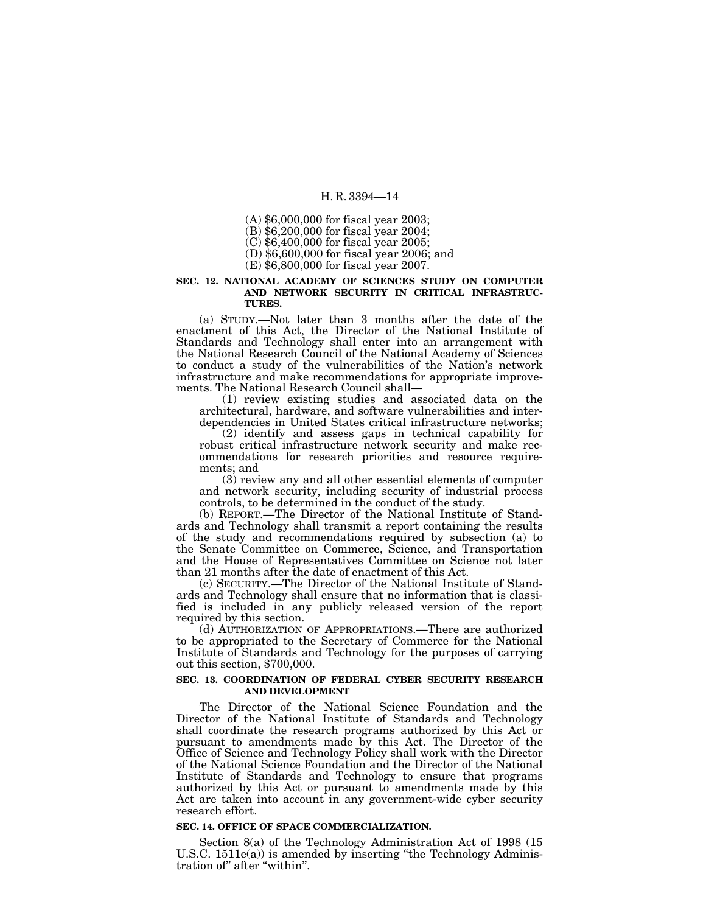(A) $6,000,000 for fiscal year 2003;

(B) $6,200,000 for fiscal year 2004;

(C) $6,400,000 for fiscal year 2005;

(D) $6,600,000 for fiscal year 2006; and

(E) $6,800,000 for fiscal year 2007.

**SEC. 12. NATIONAL ACADEMY OF SCIENCES STUDY ON COMPUTER AND NETWORK SECURITY IN CRITICAL INFRASTRUCTURES.**

(a) STUDY.—Not later than 3 months after the date of the enactment of this Act, the Director of the National Institute of Standards and Technology shall enter into an arrangement with the National Research Council of the National Academy of Sciences to conduct a study of the vulnerabilities of the Nation's network infrastructure and make recommendations for appropriate improvements. The National Research Council shall—

(1) review existing studies and associated data on the architectural, hardware, and software vulnerabilities and interdependencies in United States critical infrastructure networks;

(2) identify and assess gaps in technical capability for robust critical infrastructure network security and make recommendations for research priorities and resource requirements; and

(3) review any and all other essential elements of computer and network security, including security of industrial process controls, to be determined in the conduct of the study.

(b) REPORT.—The Director of the National Institute of Standards and Technology shall transmit a report containing the results of the study and recommendations required by subsection (a) to the Senate Committee on Commerce, Science, and Transportation and the House of Representatives Committee on Science not later than 21 months after the date of enactment of this Act.

(c) SECURITY.—The Director of the National Institute of Standards and Technology shall ensure that no information that is classified is included in any publicly released version of the report required by this section.

(d) AUTHORIZATION OF APPROPRIATIONS.—There are authorized to be appropriated to the Secretary of Commerce for the National Institute of Standards and Technology for the purposes of carrying out this section, $700,000.

**SEC. 13. COORDINATION OF FEDERAL CYBER SECURITY RESEARCH AND DEVELOPMENT**

The Director of the National Science Foundation and the Director of the National Institute of Standards and Technology shall coordinate the research programs authorized by this Act or pursuant to amendments made by this Act. The Director of the Office of Science and Technology Policy shall work with the Director of the National Science Foundation and the Director of the National Institute of Standards and Technology to ensure that programs authorized by this Act or pursuant to amendments made by this Act are taken into account in any government-wide cyber security research effort.

**SEC. 14. OFFICE OF SPACE COMMERCIALIZATION.**

Section 8(a) of the Technology Administration Act of 1998 (15 U.S.C. 1511e(a)) is amended by inserting "the Technology Administration of" after "within".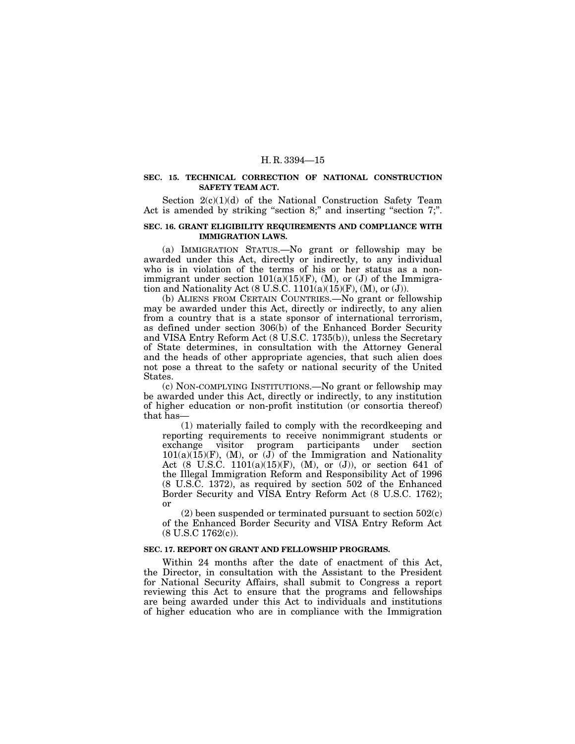**SEC. 15. TECHNICAL CORRECTION OF NATIONAL CONSTRUCTION SAFETY TEAM ACT.**

Section 2(c)(1)(d) of the National Construction Safety Team Act is amended by striking "section 8;" and inserting "section 7;".

**SEC. 16. GRANT ELIGIBILITY REQUIREMENTS AND COMPLIANCE WITH IMMIGRATION LAWS.**

(a) IMMIGRATION STATUS.—No grant or fellowship may be awarded under this Act, directly or indirectly, to any individual who is in violation of the terms of his or her status as a nonimmigrant under section 101(a)(15)(F), (M), or (J) of the Immigration and Nationality Act (8 U.S.C. 1101(a)(15)(F), (M), or (J)).

(b) ALIENS FROM CERTAIN COUNTRIES.—No grant or fellowship may be awarded under this Act, directly or indirectly, to any alien from a country that is a state sponsor of international terrorism, as defined under section 306(b) of the Enhanced Border Security and VISA Entry Reform Act (8 U.S.C. 1735(b)), unless the Secretary of State determines, in consultation with the Attorney General and the heads of other appropriate agencies, that such alien does not pose a threat to the safety or national security of the United States.

(c) NON-COMPLYING INSTITUTIONS.—No grant or fellowship may be awarded under this Act, directly or indirectly, to any institution of higher education or non-profit institution (or consortia thereof) that has—

(1) materially failed to comply with the recordkeeping and reporting requirements to receive nonimmigrant students or exchange visitor program participants under section 101(a)(15)(F), (M), or (J) of the Immigration and Nationality Act (8 U.S.C. 1101(a)(15)(F), (M), or (J)), or section 641 of the Illegal Immigration Reform and Responsibility Act of 1996 (8 U.S.C. 1372), as required by section 502 of the Enhanced Border Security and VISA Entry Reform Act (8 U.S.C. 1762); or

(2) been suspended or terminated pursuant to section 502(c) of the Enhanced Border Security and VISA Entry Reform Act (8 U.S.C 1762(c)).

**SEC. 17. REPORT ON GRANT AND FELLOWSHIP PROGRAMS.**

Within 24 months after the date of enactment of this Act, the Director, in consultation with the Assistant to the President for National Security Affairs, shall submit to Congress a report reviewing this Act to ensure that the programs and fellowships are being awarded under this Act to individuals and institutions of higher education who are in compliance with the Immigration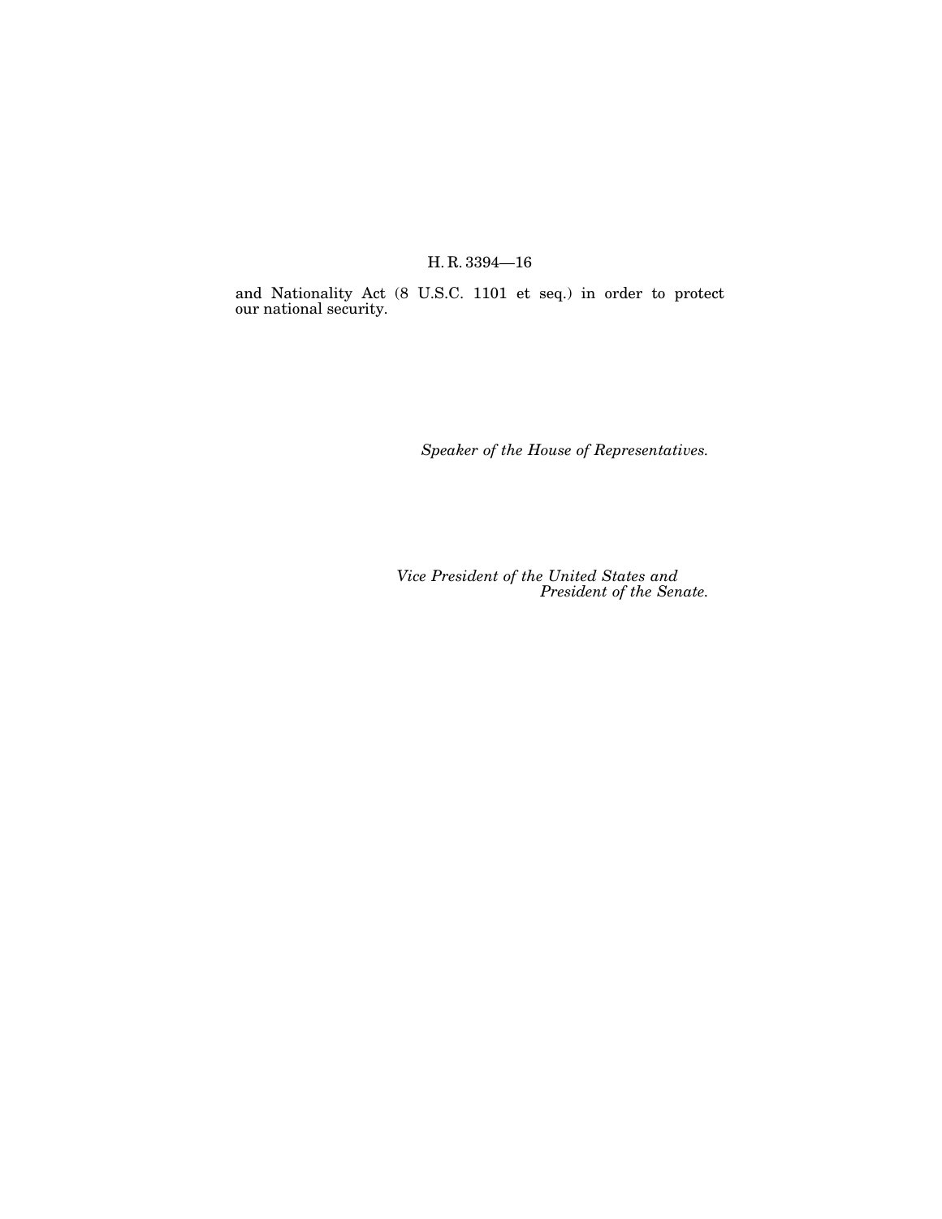and Nationality Act (8 U.S.C. 1101 et seq.) in order to protect our national security.

*Speaker of the House of Representatives.*

*Vice President of the United States and President of the Senate.*